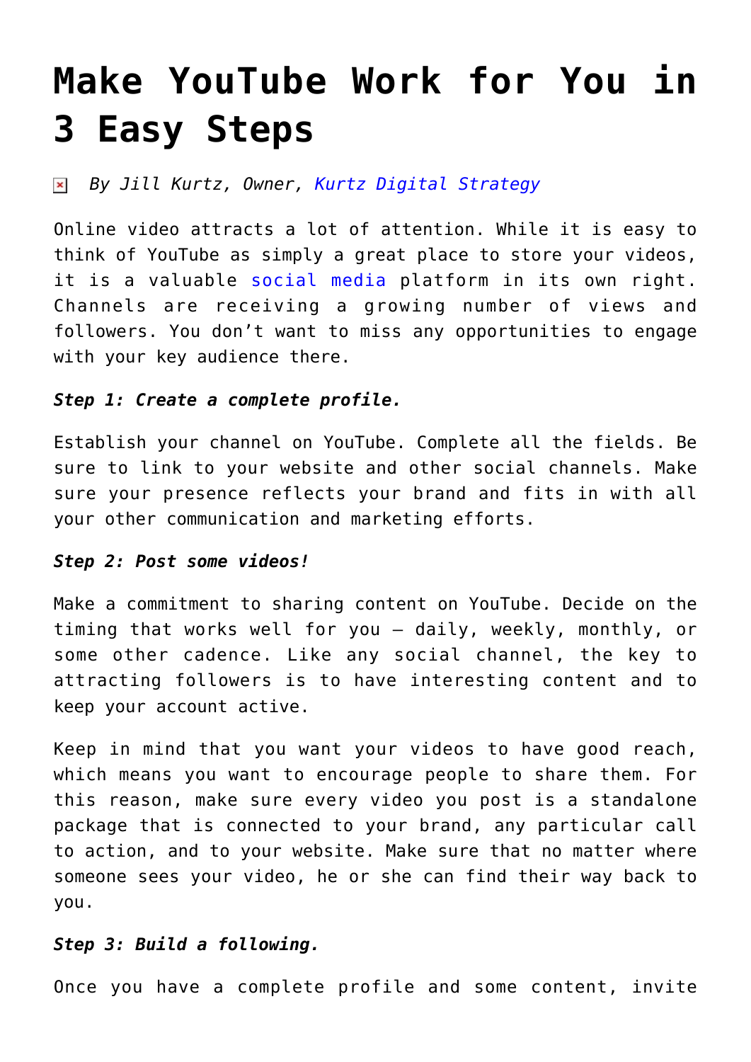# Make YouTube Work for You in 3 Easy Steps

*By Jill Kurtz, Owner, Kurtz Digital Strategy*

Online video attracts a lot of attention. While it is easy to think of YouTube as simply a great place to store your videos, it is a valuable social media platform in its own right. Channels are receiving a growing number of views and followers. You don't want to miss any opportunities to engage with your key audience there.

***Step 1: Create a complete profile.***

Establish your channel on YouTube. Complete all the fields. Be sure to link to your website and other social channels. Make sure your presence reflects your brand and fits in with all your other communication and marketing efforts.

***Step 2: Post some videos!***

Make a commitment to sharing content on YouTube. Decide on the timing that works well for you – daily, weekly, monthly, or some other cadence. Like any social channel, the key to attracting followers is to have interesting content and to keep your account active.

Keep in mind that you want your videos to have good reach, which means you want to encourage people to share them. For this reason, make sure every video you post is a standalone package that is connected to your brand, any particular call to action, and to your website. Make sure that no matter where someone sees your video, he or she can find their way back to you.

***Step 3: Build a following.***

Once you have a complete profile and some content, invite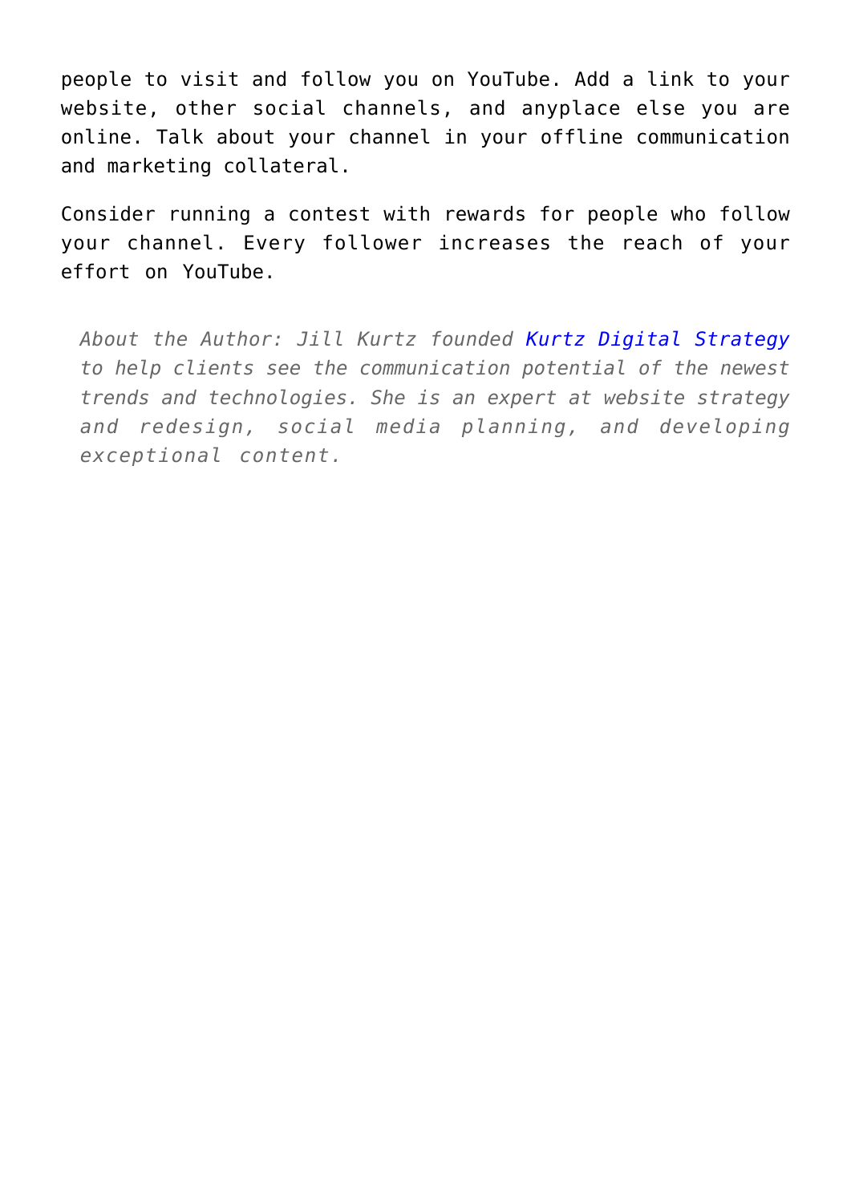people to visit and follow you on YouTube. Add a link to your website, other social channels, and anyplace else you are online. Talk about your channel in your offline communication and marketing collateral.

Consider running a contest with rewards for people who follow your channel. Every follower increases the reach of your effort on YouTube.

> *About the Author: Jill Kurtz founded Kurtz Digital Strategy to help clients see the communication potential of the newest trends and technologies. She is an expert at website strategy and redesign, social media planning, and developing exceptional content.*